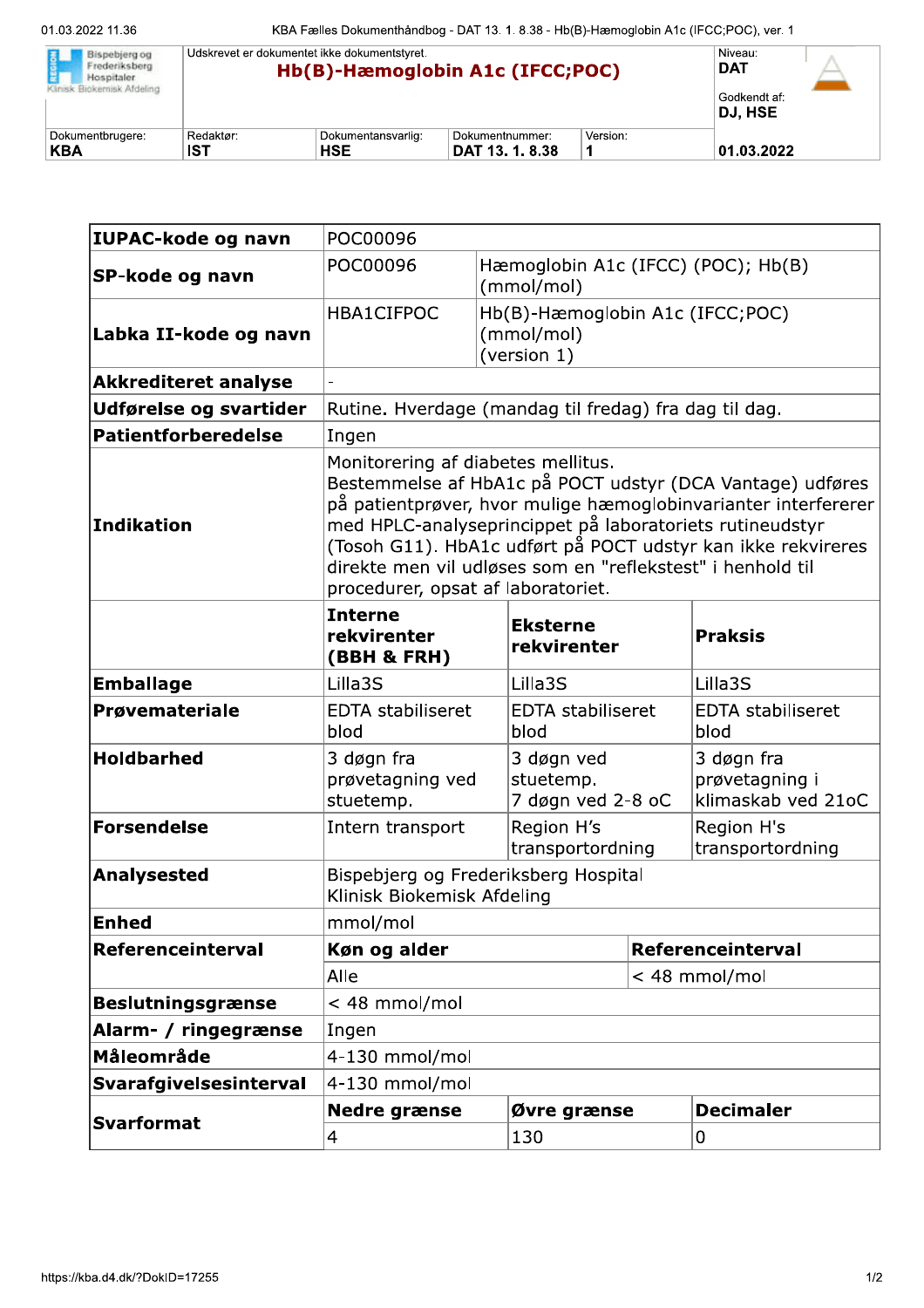| Bispebjerg og Frederiksberg Hospitaler Klinisk Biokemisk Afdeling | Udskrevet er dokumentet ikke dokumentstyret. **Hb(B)-Hæmoglobin A1c (IFCC;POC)** | | | Niveau: **DAT** Godkendt af: **DJ, HSE** |
|---|---|---|---|---|
| Dokumentbrugere: **KBA** | Redaktør: **IST** | Dokumentansvarlig: **HSE** | Dokumentnummer: **DAT 13. 1. 8.38** Version: **1** | **01.03.2022** |

| **IUPAC-kode og navn** | POC00096 | | |
|---|---|---|---|
| **SP-kode og navn** | POC00096 | Hæmoglobin A1c (IFCC) (POC); Hb(B) (mmol/mol) | |
| **Labka II-kode og navn** | HBA1CIFPOC | Hb(B)-Hæmoglobin A1c (IFCC;POC) (mmol/mol) (version 1) | |
| **Akkrediteret analyse** | - | | |
| **Udførelse og svartider** | Rutine. Hverdage (mandag til fredag) fra dag til dag. | | |
| **Patientforberedelse** | Ingen | | |
| **Indikation** | Monitorering af diabetes mellitus. Bestemmelse af HbA1c på POCT udstyr (DCA Vantage) udføres på patientprøver, hvor mulige hæmoglobinvarianter interfererer med HPLC-analyseprincippet på laboratoriets rutineudstyr (Tosoh G11). HbA1c udført på POCT udstyr kan ikke rekvireres direkte men vil udløses som en "reflekstest" i henhold til procedurer, opsat af laboratoriet. | | |
| | **Interne rekvirenter (BBH & FRH)** | **Eksterne rekvirenter** | **Praksis** |
| **Emballage** | Lilla3S | Lilla3S | Lilla3S |
| **Prøvemateriale** | EDTA stabiliseret blod | EDTA stabiliseret blod | EDTA stabiliseret blod |
| **Holdbarhed** | 3 døgn fra prøvetagning ved stuetemp. | 3 døgn ved stuetemp. 7 døgn ved 2-8 oC | 3 døgn fra prøvetagning i klimaskab ved 21oC |
| **Forsendelse** | Intern transport | Region H's transportordning | Region H's transportordning |
| **Analysested** | Bispebjerg og Frederiksberg Hospital Klinisk Biokemisk Afdeling | | |
| **Enhed** | mmol/mol | | |
| **Referenceinterval** | **Køn og alder** | **Referenceinterval** | |
| | Alle | < 48 mmol/mol | |
| **Beslutningsgrænse** | < 48 mmol/mol | | |
| **Alarm- / ringegrænse** | Ingen | | |
| **Måleområde** | 4-130 mmol/mol | | |
| **Svarafgivelsesinterval** | 4-130 mmol/mol | | |
| **Svarformat** | **Nedre grænse** | **Øvre grænse** | **Decimaler** |
| | 4 | 130 | 0 |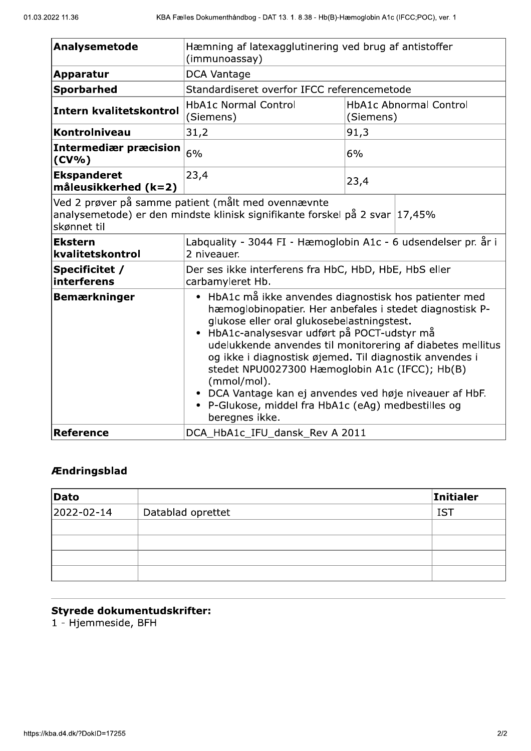| | | | |
|---|---|---|---|
| **Analysemetode** | Hæmning af latexagglutinering ved brug af antistoffer (immunoassay) | | |
| **Apparatur** | DCA Vantage | | |
| **Sporbarhed** | Standardiseret overfor IFCC referencemetode | | |
| **Intern kvalitetskontrol** | HbA1c Normal Control (Siemens) | HbA1c Abnormal Control (Siemens) | |
| **Kontrolniveau** | 31,2 | 91,3 | |
| **Intermediær præcision (CV%)** | 6% | 6% | |
| **Ekspanderet måleusikkerhed (k=2)** | 23,4 | 23,4 | |
| Ved 2 prøver på samme patient (målt med ovennævnte analysemetode) er den mindste klinisk signifikante forskel på 2 svar skønnet til | | | 17,45% |
| **Ekstern kvalitetskontrol** | Labquality - 3044 FI - Hæmoglobin A1c - 6 udsendelser pr. år i 2 niveauer. | | |
| **Specificitet / interferens** | Der ses ikke interferens fra HbC, HbD, HbE, HbS eller carbamyleret Hb. | | |
| **Bemærkninger** | • HbA1c må ikke anvendes diagnostisk hos patienter med hæmoglobinopatier. Her anbefales i stedet diagnostisk P-glukose eller oral glukosebelastningstest.<br>• HbA1c-analysesvar udført på POCT-udstyr må udelukkende anvendes til monitorering af diabetes mellitus og ikke i diagnostisk øjemed. Til diagnostik anvendes i stedet NPU0027300 Hæmoglobin A1c (IFCC); Hb(B) (mmol/mol).<br>• DCA Vantage kan ej anvendes ved høje niveauer af HbF.<br>• P-Glukose, middel fra HbA1c (eAg) medbestilles og beregnes ikke. | | |
| **Reference** | DCA_HbA1c_IFU_dansk_Rev A 2011 | | |

## Ændringsblad

| Dato | | Initialer |
|---|---|---|
| 2022-02-14 | Datablad oprettet | IST |
| | | |
| | | |
| | | |
| | | |

**Styrede dokumentudskrifter:**

1 - Hjemmeside, BFH